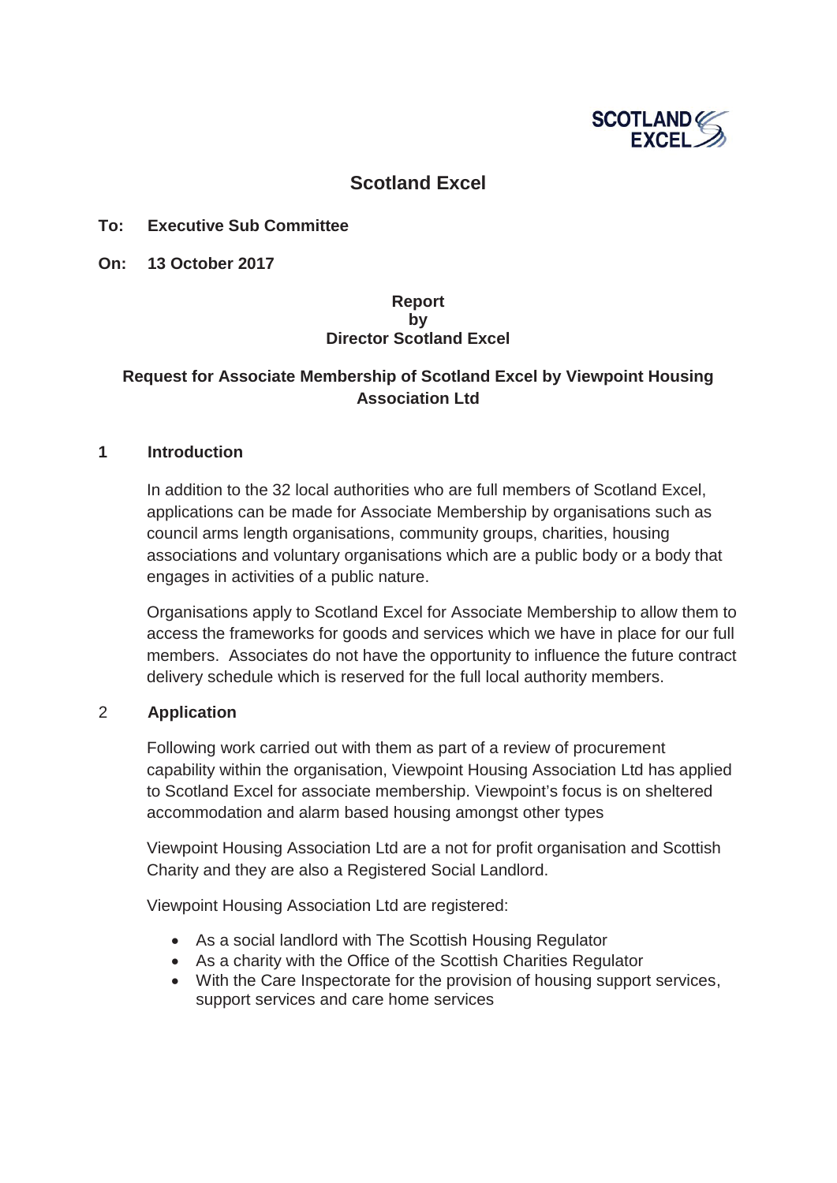# Scotland Excel

**To: Executive Sub Committee**

**On: 13 October 2017**

**Report**
**by**
**Director Scotland Excel**

## Request for Associate Membership of Scotland Excel by Viewpoint Housing Association Ltd

### 1 Introduction

In addition to the 32 local authorities who are full members of Scotland Excel, applications can be made for Associate Membership by organisations such as council arms length organisations, community groups, charities, housing associations and voluntary organisations which are a public body or a body that engages in activities of a public nature.

Organisations apply to Scotland Excel for Associate Membership to allow them to access the frameworks for goods and services which we have in place for our full members. Associates do not have the opportunity to influence the future contract delivery schedule which is reserved for the full local authority members.

### 2 Application

Following work carried out with them as part of a review of procurement capability within the organisation, Viewpoint Housing Association Ltd has applied to Scotland Excel for associate membership. Viewpoint's focus is on sheltered accommodation and alarm based housing amongst other types

Viewpoint Housing Association Ltd are a not for profit organisation and Scottish Charity and they are also a Registered Social Landlord.

Viewpoint Housing Association Ltd are registered:

- As a social landlord with The Scottish Housing Regulator
- As a charity with the Office of the Scottish Charities Regulator
- With the Care Inspectorate for the provision of housing support services, support services and care home services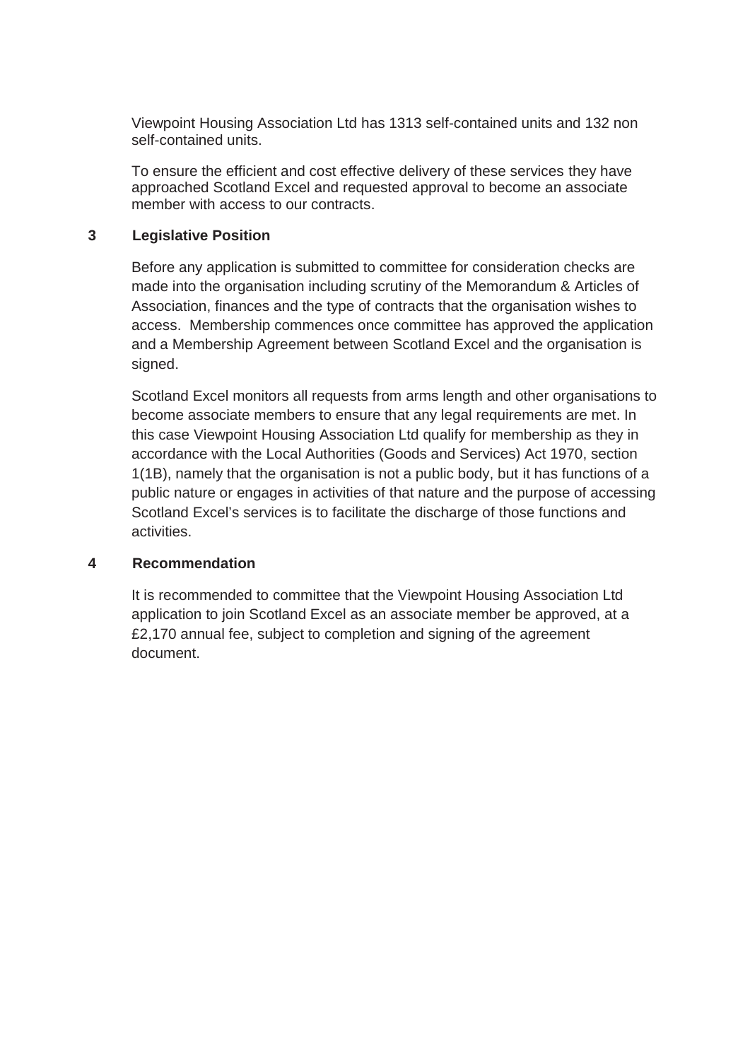Viewpoint Housing Association Ltd has 1313 self-contained units and 132 non self-contained units.

To ensure the efficient and cost effective delivery of these services they have approached Scotland Excel and requested approval to become an associate member with access to our contracts.

## 3 Legislative Position

Before any application is submitted to committee for consideration checks are made into the organisation including scrutiny of the Memorandum & Articles of Association, finances and the type of contracts that the organisation wishes to access. Membership commences once committee has approved the application and a Membership Agreement between Scotland Excel and the organisation is signed.

Scotland Excel monitors all requests from arms length and other organisations to become associate members to ensure that any legal requirements are met. In this case Viewpoint Housing Association Ltd qualify for membership as they in accordance with the Local Authorities (Goods and Services) Act 1970, section 1(1B), namely that the organisation is not a public body, but it has functions of a public nature or engages in activities of that nature and the purpose of accessing Scotland Excel's services is to facilitate the discharge of those functions and activities.

## 4 Recommendation

It is recommended to committee that the Viewpoint Housing Association Ltd application to join Scotland Excel as an associate member be approved, at a £2,170 annual fee, subject to completion and signing of the agreement document.